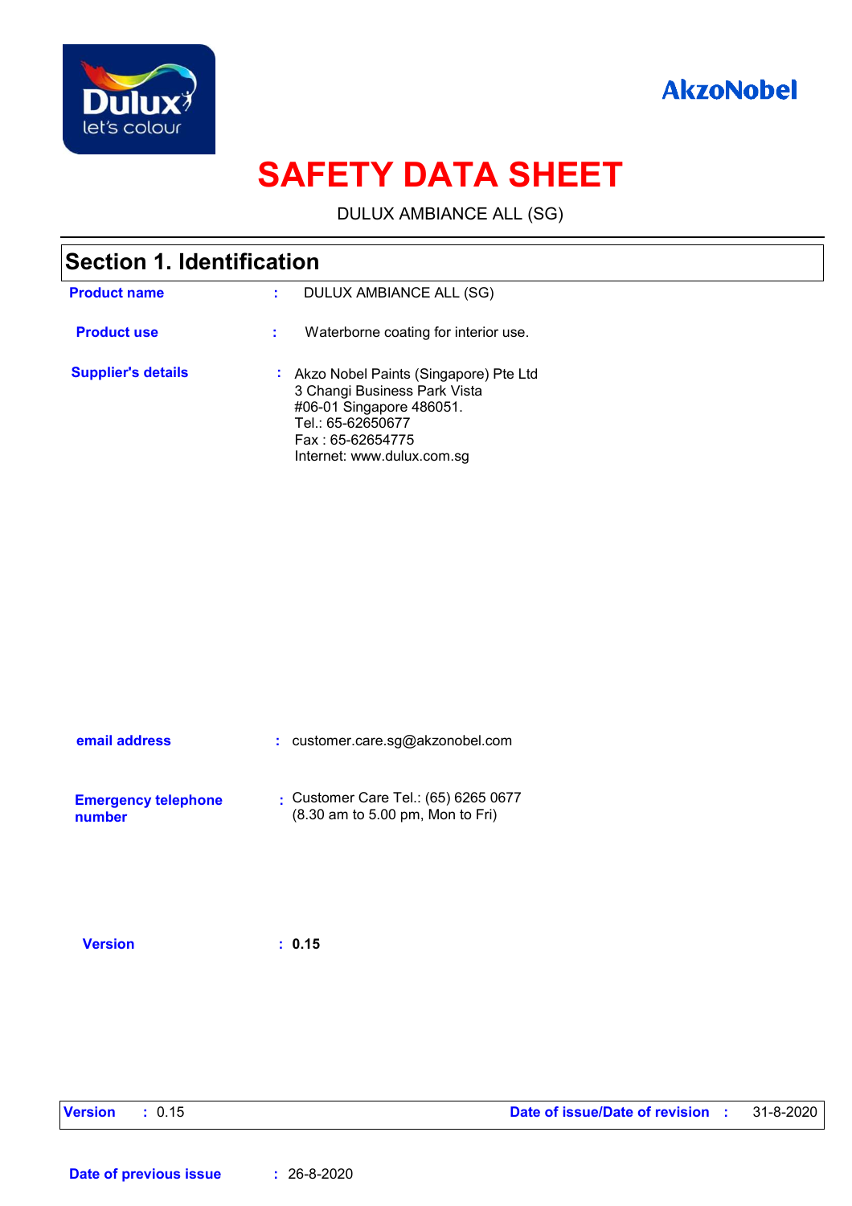# SAFETY DATA SHEET

DULUX AMBIANCE ALL (SG)

## Section 1. Identification

**Product name** : DULUX AMBIANCE ALL (SG)

**Product use** : Waterborne coating for interior use.

**Supplier's details** : Akzo Nobel Paints (Singapore) Pte Ltd
3 Changi Business Park Vista
#06-01 Singapore 486051.
Tel.: 65-62650677
Fax : 65-62654775
Internet: www.dulux.com.sg

**email address** : customer.care.sg@akzonobel.com

**Emergency telephone number** : Customer Care Tel.: (65) 6265 0677
(8.30 am to 5.00 pm, Mon to Fri)

**Version** : **0.15**

**Version** : 0.15 **Date of issue/Date of revision** : 31-8-2020

**Date of previous issue** : 26-8-2020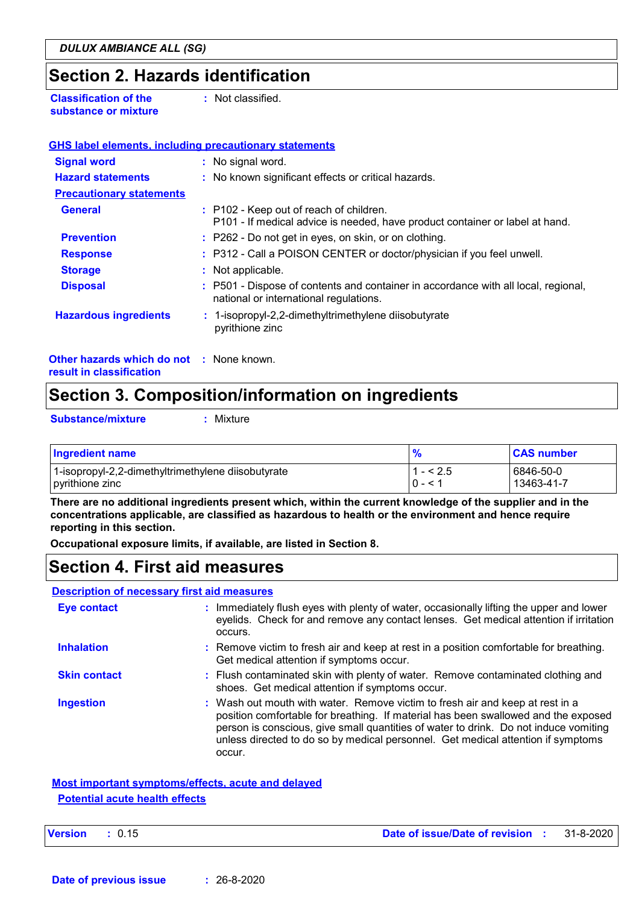## Section 2. Hazards identification

**Classification of the substance or mixture** : Not classified.

**GHS label elements, including precautionary statements**

**Signal word** : No signal word.

**Hazard statements** : No known significant effects or critical hazards.

**Precautionary statements**

**General** : P102 - Keep out of reach of children.
P101 - If medical advice is needed, have product container or label at hand.

**Prevention** : P262 - Do not get in eyes, on skin, or on clothing.

**Response** : P312 - Call a POISON CENTER or doctor/physician if you feel unwell.

**Storage** : Not applicable.

**Disposal** : P501 - Dispose of contents and container in accordance with all local, regional, national or international regulations.

**Hazardous ingredients** : 1-isopropyl-2,2-dimethyltrimethylene diisobutyrate
pyrithione zinc

**Other hazards which do not result in classification** : None known.

## Section 3. Composition/information on ingredients

**Substance/mixture** : Mixture

| Ingredient name | % | CAS number |
|---|---|---|
| 1-isopropyl-2,2-dimethyltrimethylene diisobutyrate | 1 - < 2.5 | 6846-50-0 |
| pyrithione zinc | 0 - < 1 | 13463-41-7 |

**There are no additional ingredients present which, within the current knowledge of the supplier and in the concentrations applicable, are classified as hazardous to health or the environment and hence require reporting in this section.**

**Occupational exposure limits, if available, are listed in Section 8.**

## Section 4. First aid measures

**Description of necessary first aid measures**

**Eye contact** : Immediately flush eyes with plenty of water, occasionally lifting the upper and lower eyelids. Check for and remove any contact lenses. Get medical attention if irritation occurs.

**Inhalation** : Remove victim to fresh air and keep at rest in a position comfortable for breathing. Get medical attention if symptoms occur.

**Skin contact** : Flush contaminated skin with plenty of water. Remove contaminated clothing and shoes. Get medical attention if symptoms occur.

**Ingestion** : Wash out mouth with water. Remove victim to fresh air and keep at rest in a position comfortable for breathing. If material has been swallowed and the exposed person is conscious, give small quantities of water to drink. Do not induce vomiting unless directed to do so by medical personnel. Get medical attention if symptoms occur.

**Most important symptoms/effects, acute and delayed**

**Potential acute health effects**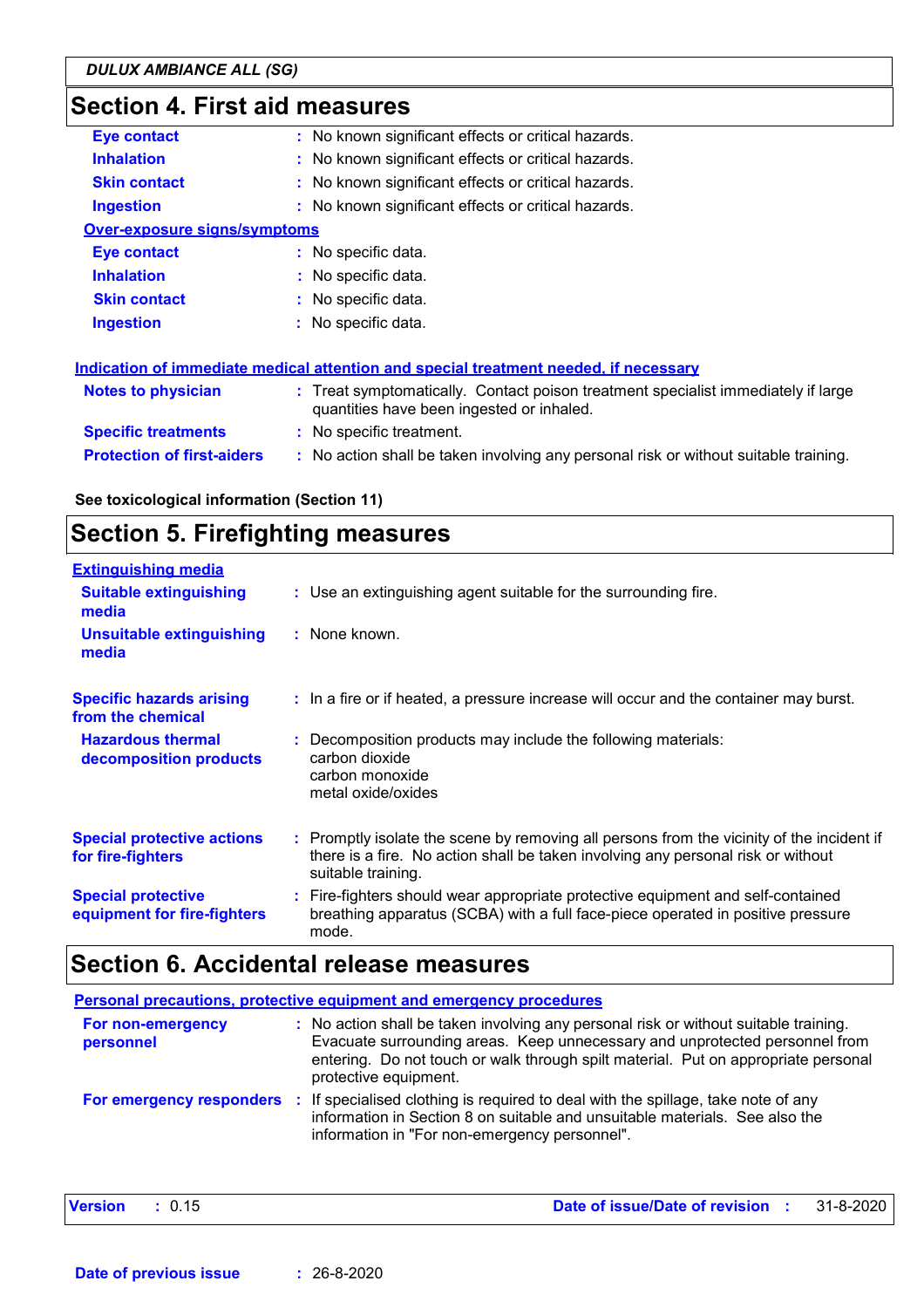## Section 4. First aid measures

| | | |
|---|---|---|
| **Eye contact** | : | No known significant effects or critical hazards. |
| **Inhalation** | : | No known significant effects or critical hazards. |
| **Skin contact** | : | No known significant effects or critical hazards. |
| **Ingestion** | : | No known significant effects or critical hazards. |

**Over-exposure signs/symptoms**

| | | |
|---|---|---|
| **Eye contact** | : | No specific data. |
| **Inhalation** | : | No specific data. |
| **Skin contact** | : | No specific data. |
| **Ingestion** | : | No specific data. |

**Indication of immediate medical attention and special treatment needed, if necessary**

| | | |
|---|---|---|
| **Notes to physician** | : | Treat symptomatically. Contact poison treatment specialist immediately if large quantities have been ingested or inhaled. |
| **Specific treatments** | : | No specific treatment. |
| **Protection of first-aiders** | : | No action shall be taken involving any personal risk or without suitable training. |

**See toxicological information (Section 11)**

## Section 5. Firefighting measures

**Extinguishing media**

| | | |
|---|---|---|
| **Suitable extinguishing media** | : | Use an extinguishing agent suitable for the surrounding fire. |
| **Unsuitable extinguishing media** | : | None known. |
| **Specific hazards arising from the chemical** | : | In a fire or if heated, a pressure increase will occur and the container may burst. |
| **Hazardous thermal decomposition products** | : | Decomposition products may include the following materials:<br>carbon dioxide<br>carbon monoxide<br>metal oxide/oxides |
| **Special protective actions for fire-fighters** | : | Promptly isolate the scene by removing all persons from the vicinity of the incident if there is a fire. No action shall be taken involving any personal risk or without suitable training. |
| **Special protective equipment for fire-fighters** | : | Fire-fighters should wear appropriate protective equipment and self-contained breathing apparatus (SCBA) with a full face-piece operated in positive pressure mode. |

## Section 6. Accidental release measures

**Personal precautions, protective equipment and emergency procedures**

| | | |
|---|---|---|
| **For non-emergency personnel** | : | No action shall be taken involving any personal risk or without suitable training. Evacuate surrounding areas. Keep unnecessary and unprotected personnel from entering. Do not touch or walk through spilt material. Put on appropriate personal protective equipment. |
| **For emergency responders** | : | If specialised clothing is required to deal with the spillage, take note of any information in Section 8 on suitable and unsuitable materials. See also the information in "For non-emergency personnel". |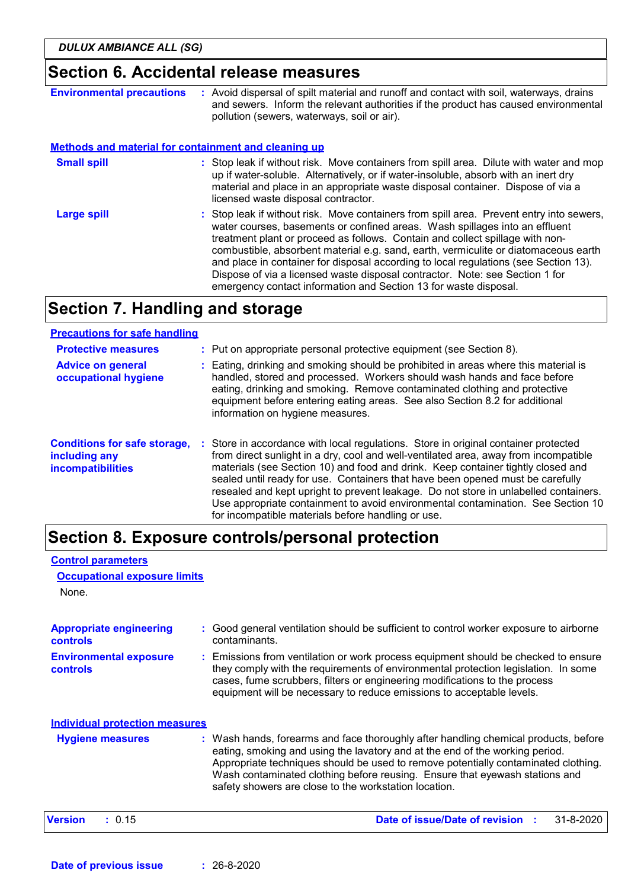## Section 6. Accidental release measures

**Environmental precautions** : Avoid dispersal of spilt material and runoff and contact with soil, waterways, drains and sewers. Inform the relevant authorities if the product has caused environmental pollution (sewers, waterways, soil or air).

### Methods and material for containment and cleaning up

**Small spill** : Stop leak if without risk. Move containers from spill area. Dilute with water and mop up if water-soluble. Alternatively, or if water-insoluble, absorb with an inert dry material and place in an appropriate waste disposal container. Dispose of via a licensed waste disposal contractor.

**Large spill** : Stop leak if without risk. Move containers from spill area. Prevent entry into sewers, water courses, basements or confined areas. Wash spillages into an effluent treatment plant or proceed as follows. Contain and collect spillage with non-combustible, absorbent material e.g. sand, earth, vermiculite or diatomaceous earth and place in container for disposal according to local regulations (see Section 13). Dispose of via a licensed waste disposal contractor. Note: see Section 1 for emergency contact information and Section 13 for waste disposal.

## Section 7. Handling and storage

### Precautions for safe handling

**Protective measures** : Put on appropriate personal protective equipment (see Section 8).

**Advice on general occupational hygiene** : Eating, drinking and smoking should be prohibited in areas where this material is handled, stored and processed. Workers should wash hands and face before eating, drinking and smoking. Remove contaminated clothing and protective equipment before entering eating areas. See also Section 8.2 for additional information on hygiene measures.

**Conditions for safe storage, including any incompatibilities** : Store in accordance with local regulations. Store in original container protected from direct sunlight in a dry, cool and well-ventilated area, away from incompatible materials (see Section 10) and food and drink. Keep container tightly closed and sealed until ready for use. Containers that have been opened must be carefully resealed and kept upright to prevent leakage. Do not store in unlabelled containers. Use appropriate containment to avoid environmental contamination. See Section 10 for incompatible materials before handling or use.

## Section 8. Exposure controls/personal protection

### Control parameters

#### Occupational exposure limits

None.

**Appropriate engineering controls** : Good general ventilation should be sufficient to control worker exposure to airborne contaminants.

**Environmental exposure controls** : Emissions from ventilation or work process equipment should be checked to ensure they comply with the requirements of environmental protection legislation. In some cases, fume scrubbers, filters or engineering modifications to the process equipment will be necessary to reduce emissions to acceptable levels.

### Individual protection measures

**Hygiene measures** : Wash hands, forearms and face thoroughly after handling chemical products, before eating, smoking and using the lavatory and at the end of the working period. Appropriate techniques should be used to remove potentially contaminated clothing. Wash contaminated clothing before reusing. Ensure that eyewash stations and safety showers are close to the workstation location.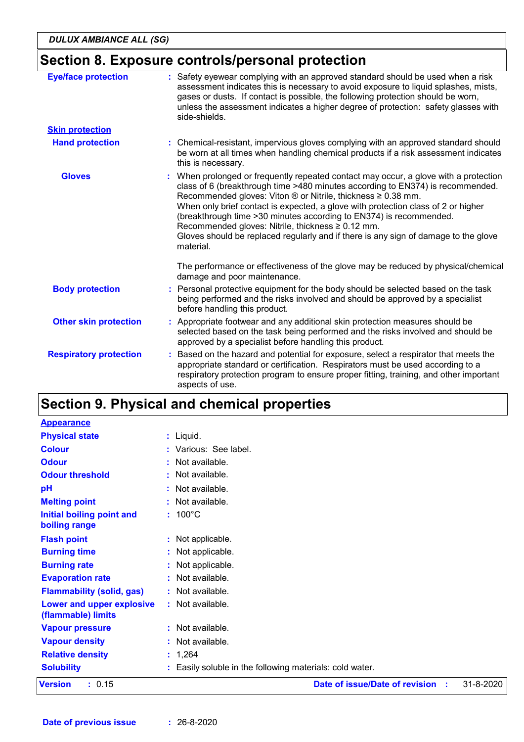## Section 8. Exposure controls/personal protection

| | |
|---|---|
| **Eye/face protection** | Safety eyewear complying with an approved standard should be used when a risk assessment indicates this is necessary to avoid exposure to liquid splashes, mists, gases or dusts. If contact is possible, the following protection should be worn, unless the assessment indicates a higher degree of protection: safety glasses with side-shields. |

**Skin protection**

| | |
|---|---|
| **Hand protection** | Chemical-resistant, impervious gloves complying with an approved standard should be worn at all times when handling chemical products if a risk assessment indicates this is necessary. |
| **Gloves** | When prolonged or frequently repeated contact may occur, a glove with a protection class of 6 (breakthrough time >480 minutes according to EN374) is recommended. Recommended gloves: Viton ® or Nitrile, thickness ≥ 0.38 mm. When only brief contact is expected, a glove with protection class of 2 or higher (breakthrough time >30 minutes according to EN374) is recommended. Recommended gloves: Nitrile, thickness ≥ 0.12 mm. Gloves should be replaced regularly and if there is any sign of damage to the glove material.<br><br>The performance or effectiveness of the glove may be reduced by physical/chemical damage and poor maintenance. |
| **Body protection** | Personal protective equipment for the body should be selected based on the task being performed and the risks involved and should be approved by a specialist before handling this product. |
| **Other skin protection** | Appropriate footwear and any additional skin protection measures should be selected based on the task being performed and the risks involved and should be approved by a specialist before handling this product. |
| **Respiratory protection** | Based on the hazard and potential for exposure, select a respirator that meets the appropriate standard or certification. Respirators must be used according to a respiratory protection program to ensure proper fitting, training, and other important aspects of use. |

## Section 9. Physical and chemical properties

**Appearance**

| | |
|---|---|
| **Physical state** | Liquid. |
| **Colour** | Various: See label. |
| **Odour** | Not available. |
| **Odour threshold** | Not available. |
| **pH** | Not available. |
| **Melting point** | Not available. |
| **Initial boiling point and boiling range** | 100°C |
| **Flash point** | Not applicable. |
| **Burning time** | Not applicable. |
| **Burning rate** | Not applicable. |
| **Evaporation rate** | Not available. |
| **Flammability (solid, gas)** | Not available. |
| **Lower and upper explosive (flammable) limits** | Not available. |
| **Vapour pressure** | Not available. |
| **Vapour density** | Not available. |
| **Relative density** | 1,264 |
| **Solubility** | Easily soluble in the following materials: cold water. |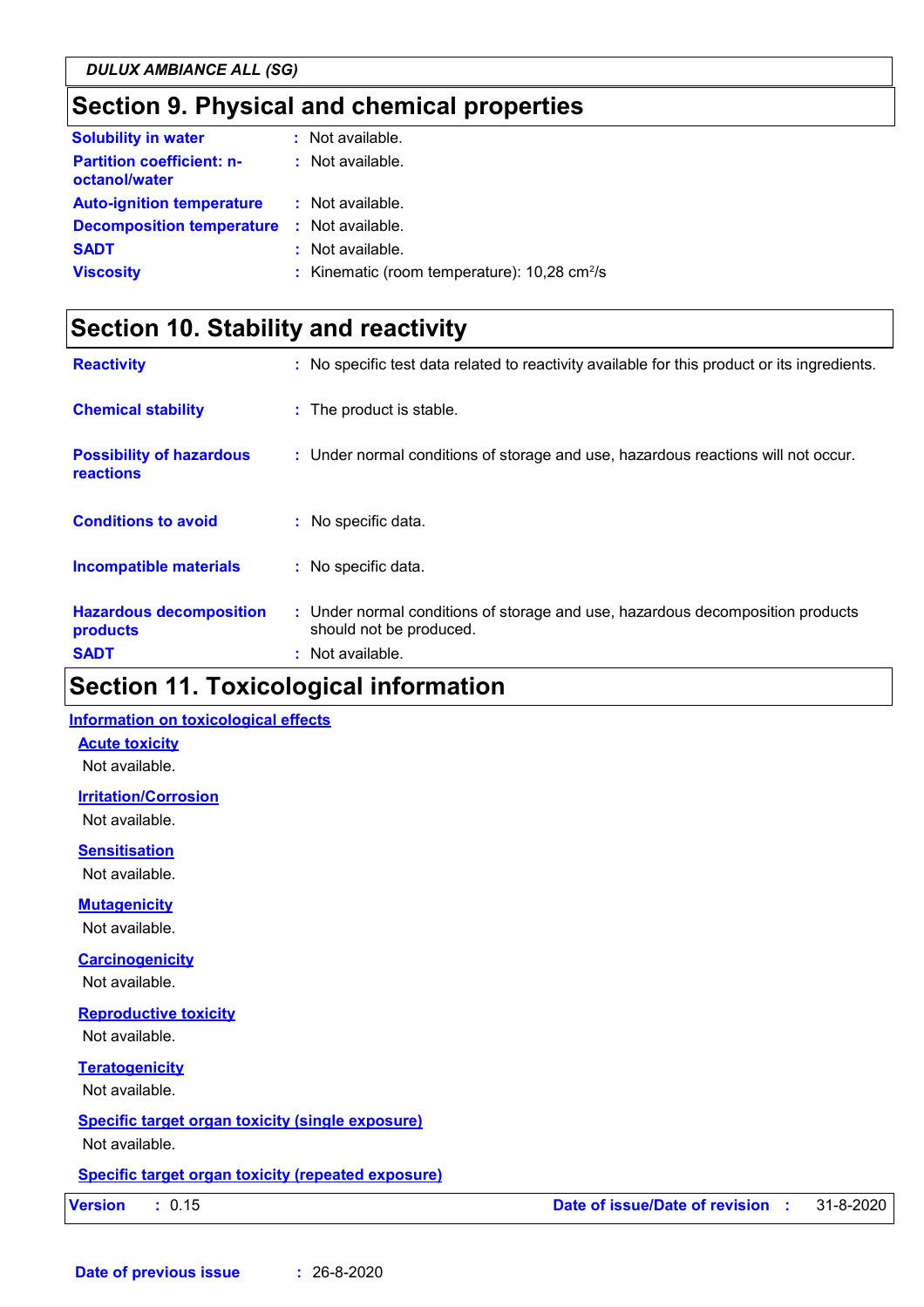## Section 9. Physical and chemical properties

| | |
|---|---|
| **Solubility in water** | : Not available. |
| **Partition coefficient: n-octanol/water** | : Not available. |
| **Auto-ignition temperature** | : Not available. |
| **Decomposition temperature** | : Not available. |
| **SADT** | : Not available. |
| **Viscosity** | : Kinematic (room temperature): 10,28 $cm^2/s$ |

## Section 10. Stability and reactivity

| | |
|---|---|
| **Reactivity** | : No specific test data related to reactivity available for this product or its ingredients. |
| **Chemical stability** | : The product is stable. |
| **Possibility of hazardous reactions** | : Under normal conditions of storage and use, hazardous reactions will not occur. |
| **Conditions to avoid** | : No specific data. |
| **Incompatible materials** | : No specific data. |
| **Hazardous decomposition products** | : Under normal conditions of storage and use, hazardous decomposition products should not be produced. |
| **SADT** | : Not available. |

## Section 11. Toxicological information

### Information on toxicological effects

**Acute toxicity**

Not available.

**Irritation/Corrosion**

Not available.

**Sensitisation**

Not available.

**Mutagenicity**

Not available.

**Carcinogenicity**

Not available.

**Reproductive toxicity**

Not available.

**Teratogenicity**

Not available.

**Specific target organ toxicity (single exposure)**

Not available.

**Specific target organ toxicity (repeated exposure)**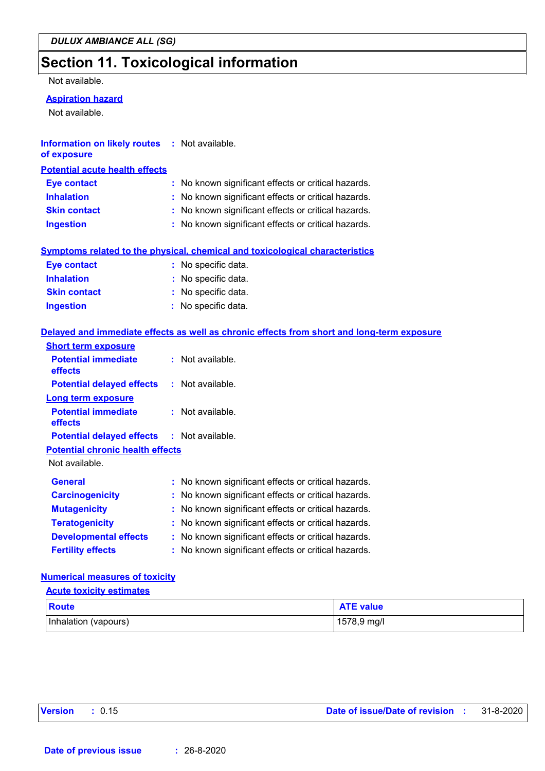## Section 11. Toxicological information

Not available.

**Aspiration hazard**

Not available.

**Information on likely routes of exposure** : Not available.

**Potential acute health effects**

- **Eye contact** : No known significant effects or critical hazards.
- **Inhalation** : No known significant effects or critical hazards.
- **Skin contact** : No known significant effects or critical hazards.
- **Ingestion** : No known significant effects or critical hazards.

**Symptoms related to the physical, chemical and toxicological characteristics**

- **Eye contact** : No specific data.
- **Inhalation** : No specific data.
- **Skin contact** : No specific data.
- **Ingestion** : No specific data.

**Delayed and immediate effects as well as chronic effects from short and long-term exposure**

**Short term exposure**

- **Potential immediate effects** : Not available.
- **Potential delayed effects** : Not available.

**Long term exposure**

- **Potential immediate effects** : Not available.
- **Potential delayed effects** : Not available.

**Potential chronic health effects**

Not available.

- **General** : No known significant effects or critical hazards.
- **Carcinogenicity** : No known significant effects or critical hazards.
- **Mutagenicity** : No known significant effects or critical hazards.
- **Teratogenicity** : No known significant effects or critical hazards.
- **Developmental effects** : No known significant effects or critical hazards.
- **Fertility effects** : No known significant effects or critical hazards.

**Numerical measures of toxicity**

**Acute toxicity estimates**

| Route | ATE value |
|---|---|
| Inhalation (vapours) | 1578,9 mg/l |

**Version** : 0.15 **Date of issue/Date of revision** : 31-8-2020

**Date of previous issue** : 26-8-2020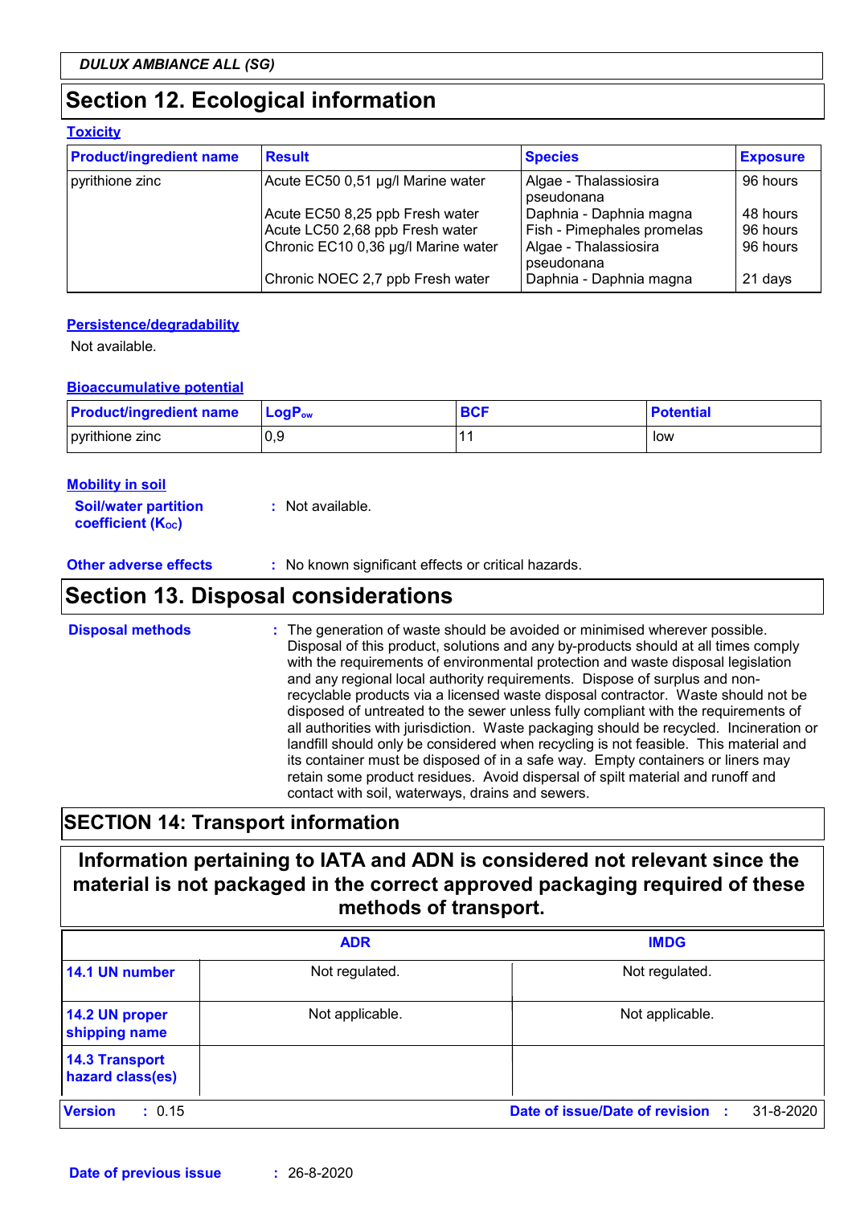## Section 12. Ecological information

### Toxicity

| Product/ingredient name | Result | Species | Exposure |
|---|---|---|---|
| pyrithione zinc | Acute EC50 0,51 µg/l Marine water | Algae - Thalassiosira pseudonana | 96 hours |
| | Acute EC50 8,25 ppb Fresh water | Daphnia - Daphnia magna | 48 hours |
| | Acute LC50 2,68 ppb Fresh water | Fish - Pimephales promelas | 96 hours |
| | Chronic EC10 0,36 µg/l Marine water | Algae - Thalassiosira pseudonana | 96 hours |
| | Chronic NOEC 2,7 ppb Fresh water | Daphnia - Daphnia magna | 21 days |

### Persistence/degradability

Not available.

### Bioaccumulative potential

| Product/ingredient name | $LogP_{ow}$ | BCF | Potential |
|---|---|---|---|
| pyrithione zinc | 0,9 | 11 | low |

### Mobility in soil

**Soil/water partition coefficient ($K_{OC}$)** : Not available.

**Other adverse effects** : No known significant effects or critical hazards.

## Section 13. Disposal considerations

**Disposal methods** : The generation of waste should be avoided or minimised wherever possible. Disposal of this product, solutions and any by-products should at all times comply with the requirements of environmental protection and waste disposal legislation and any regional local authority requirements. Dispose of surplus and non-recyclable products via a licensed waste disposal contractor. Waste should not be disposed of untreated to the sewer unless fully compliant with the requirements of all authorities with jurisdiction. Waste packaging should be recycled. Incineration or landfill should only be considered when recycling is not feasible. This material and its container must be disposed of in a safe way. Empty containers or liners may retain some product residues. Avoid dispersal of spilt material and runoff and contact with soil, waterways, drains and sewers.

## SECTION 14: Transport information

**Information pertaining to IATA and ADN is considered not relevant since the material is not packaged in the correct approved packaging required of these methods of transport.**

| | ADR | IMDG |
|---|---|---|
| 14.1 UN number | Not regulated. | Not regulated. |
| 14.2 UN proper shipping name | Not applicable. | Not applicable. |
| 14.3 Transport hazard class(es) | | |

**Version** : 0.15 **Date of issue/Date of revision** : 31-8-2020

**Date of previous issue** : 26-8-2020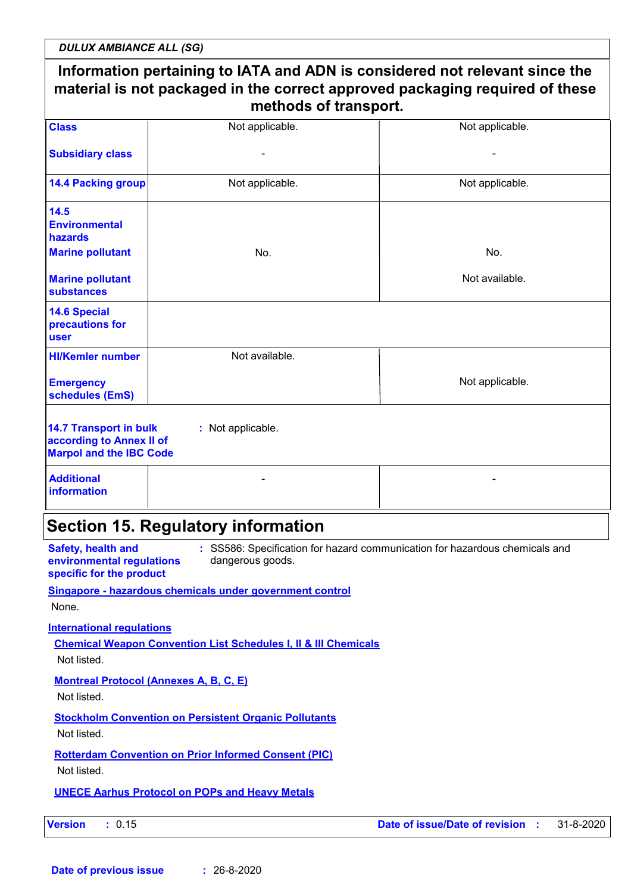**Information pertaining to IATA and ADN is considered not relevant since the material is not packaged in the correct approved packaging required of these methods of transport.**

| | | |
|---|---|---|
| **Class** | Not applicable. | Not applicable. |
| **Subsidiary class** | - | - |
| **14.4 Packing group** | Not applicable. | Not applicable. |
| **14.5 Environmental hazards** | | |
| **Marine pollutant** | No. | No. |
| **Marine pollutant substances** | | Not available. |
| **14.6 Special precautions for user** | | |
| **HI/Kemler number** | Not available. | |
| **Emergency schedules (EmS)** | | Not applicable. |
| **14.7 Transport in bulk according to Annex II of Marpol and the IBC Code** | : Not applicable. | |
| **Additional information** | - | - |

## Section 15. Regulatory information

**Safety, health and environmental regulations specific for the product** : SS586: Specification for hazard communication for hazardous chemicals and dangerous goods.

**Singapore - hazardous chemicals under government control**

None.

**International regulations**

**Chemical Weapon Convention List Schedules I, II & III Chemicals**

Not listed.

**Montreal Protocol (Annexes A, B, C, E)**

Not listed.

**Stockholm Convention on Persistent Organic Pollutants**

Not listed.

**Rotterdam Convention on Prior Informed Consent (PIC)**

Not listed.

**UNECE Aarhus Protocol on POPs and Heavy Metals**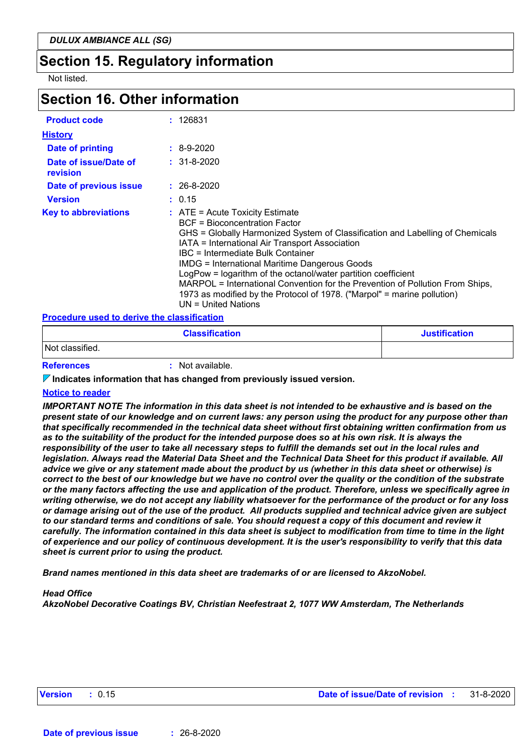## Section 15. Regulatory information

Not listed.

## Section 16. Other information

**Product code** : 126831

**History**

**Date of printing** : 8-9-2020

**Date of issue/Date of revision** : 31-8-2020

**Date of previous issue** : 26-8-2020

**Version** : 0.15

**Key to abbreviations** : ATE = Acute Toxicity Estimate
BCF = Bioconcentration Factor
GHS = Globally Harmonized System of Classification and Labelling of Chemicals
IATA = International Air Transport Association
IBC = Intermediate Bulk Container
IMDG = International Maritime Dangerous Goods
LogPow = logarithm of the octanol/water partition coefficient
MARPOL = International Convention for the Prevention of Pollution From Ships, 1973 as modified by the Protocol of 1978. ("Marpol" = marine pollution)
UN = United Nations

**Procedure used to derive the classification**

| Classification | Justification |
|---|---|
| Not classified. | |

**References** : Not available.

**Indicates information that has changed from previously issued version.**

**Notice to reader**

***IMPORTANT NOTE The information in this data sheet is not intended to be exhaustive and is based on the present state of our knowledge and on current laws: any person using the product for any purpose other than that specifically recommended in the technical data sheet without first obtaining written confirmation from us as to the suitability of the product for the intended purpose does so at his own risk. It is always the responsibility of the user to take all necessary steps to fulfill the demands set out in the local rules and legislation. Always read the Material Data Sheet and the Technical Data Sheet for this product if available. All advice we give or any statement made about the product by us (whether in this data sheet or otherwise) is correct to the best of our knowledge but we have no control over the quality or the condition of the substrate or the many factors affecting the use and application of the product. Therefore, unless we specifically agree in writing otherwise, we do not accept any liability whatsoever for the performance of the product or for any loss or damage arising out of the use of the product. All products supplied and technical advice given are subject to our standard terms and conditions of sale. You should request a copy of this document and review it carefully. The information contained in this data sheet is subject to modification from time to time in the light of experience and our policy of continuous development. It is the user's responsibility to verify that this data sheet is current prior to using the product.***

***Brand names mentioned in this data sheet are trademarks of or are licensed to AkzoNobel.***

***Head Office***
***AkzoNobel Decorative Coatings BV, Christian Neefestraat 2, 1077 WW Amsterdam, The Netherlands***